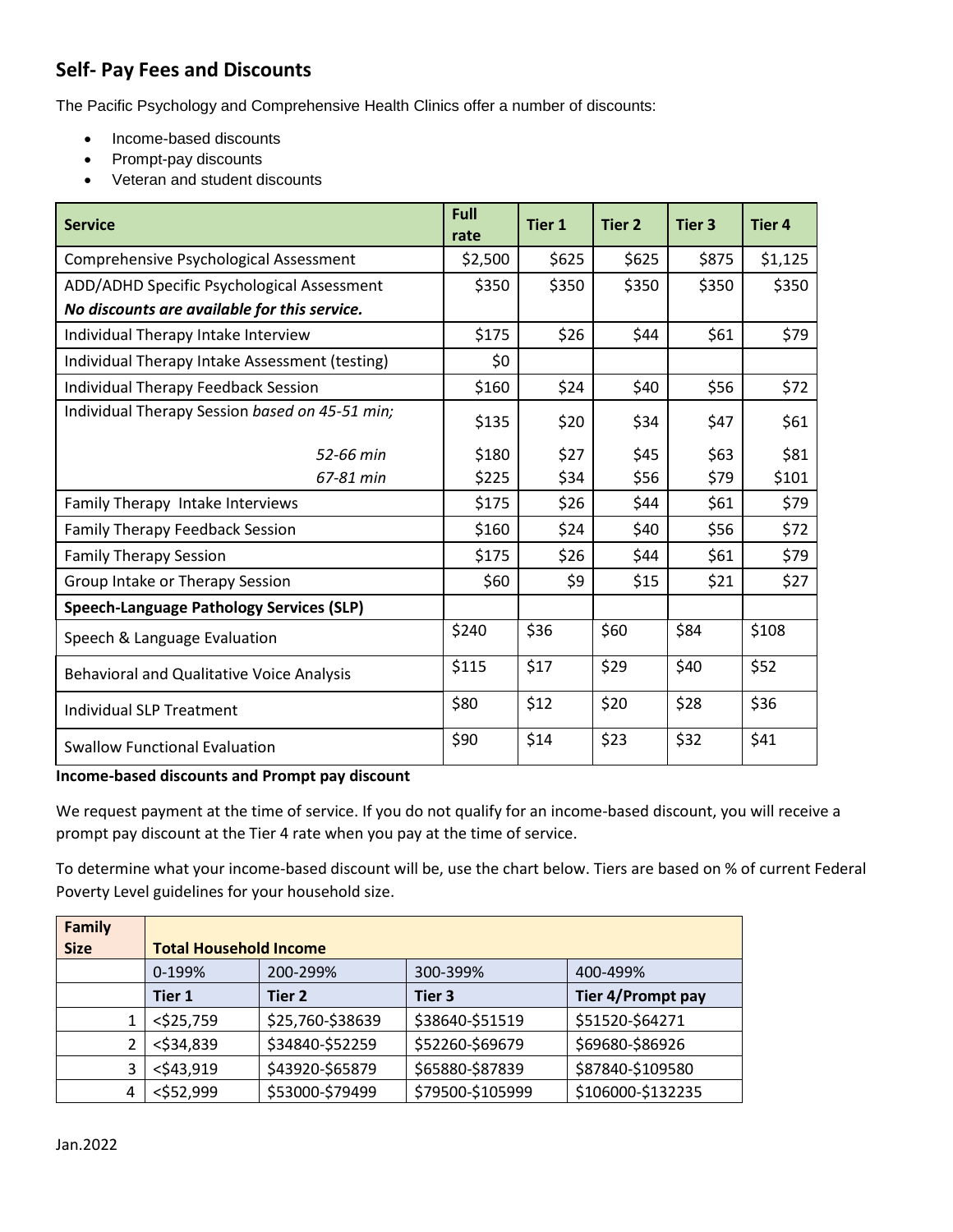## Self- Pay Fees and Discounts

The Pacific Psychology and Comprehensive Health Clinics offer a number of discounts:

- Income-based discounts
- Prompt-pay discounts
- Veteran and student discounts

| Service | Full rate | Tier 1 | Tier 2 | Tier 3 | Tier 4 |
|---|---|---|---|---|---|
| Comprehensive Psychological Assessment | $2,500 | $625 | $625 | $875 | $1,125 |
| ADD/ADHD Specific Psychological Assessment ***No discounts are available for this service.*** | $350 | $350 | $350 | $350 | $350 |
| Individual Therapy Intake Interview | $175 | $26 | $44 | $61 | $79 |
| Individual Therapy Intake Assessment (testing) | $0 | | | | |
| Individual Therapy Feedback Session | $160 | $24 | $40 | $56 | $72 |
| Individual Therapy Session *based on 45-51 min;* | $135 | $20 | $34 | $47 | $61 |
| *52-66 min* | $180 | $27 | $45 | $63 | $81 |
| *67-81 min* | $225 | $34 | $56 | $79 | $101 |
| Family Therapy Intake Interviews | $175 | $26 | $44 | $61 | $79 |
| Family Therapy Feedback Session | $160 | $24 | $40 | $56 | $72 |
| Family Therapy Session | $175 | $26 | $44 | $61 | $79 |
| Group Intake or Therapy Session | $60 | $9 | $15 | $21 | $27 |
| **Speech-Language Pathology Services (SLP)** | | | | | |
| Speech & Language Evaluation | $240 | $36 | $60 | $84 | $108 |
| Behavioral and Qualitative Voice Analysis | $115 | $17 | $29 | $40 | $52 |
| Individual SLP Treatment | $80 | $12 | $20 | $28 | $36 |
| Swallow Functional Evaluation | $90 | $14 | $23 | $32 | $41 |

**Income-based discounts and Prompt pay discount**

We request payment at the time of service. If you do not qualify for an income-based discount, you will receive a prompt pay discount at the Tier 4 rate when you pay at the time of service.

To determine what your income-based discount will be, use the chart below. Tiers are based on % of current Federal Poverty Level guidelines for your household size.

| Family Size | Total Household Income | | | |
|---|---|---|---|---|
| | 0-199% | 200-299% | 300-399% | 400-499% |
| | **Tier 1** | **Tier 2** | **Tier 3** | **Tier 4/Prompt pay** |
| 1 | <$25,759 | $25,760-$38639 | $38640-$51519 | $51520-$64271 |
| 2 | <$34,839 | $34840-$52259 | $52260-$69679 | $69680-$86926 |
| 3 | <$43,919 | $43920-$65879 | $65880-$87839 | $87840-$109580 |
| 4 | <$52,999 | $53000-$79499 | $79500-$105999 | $106000-$132235 |

Jan.2022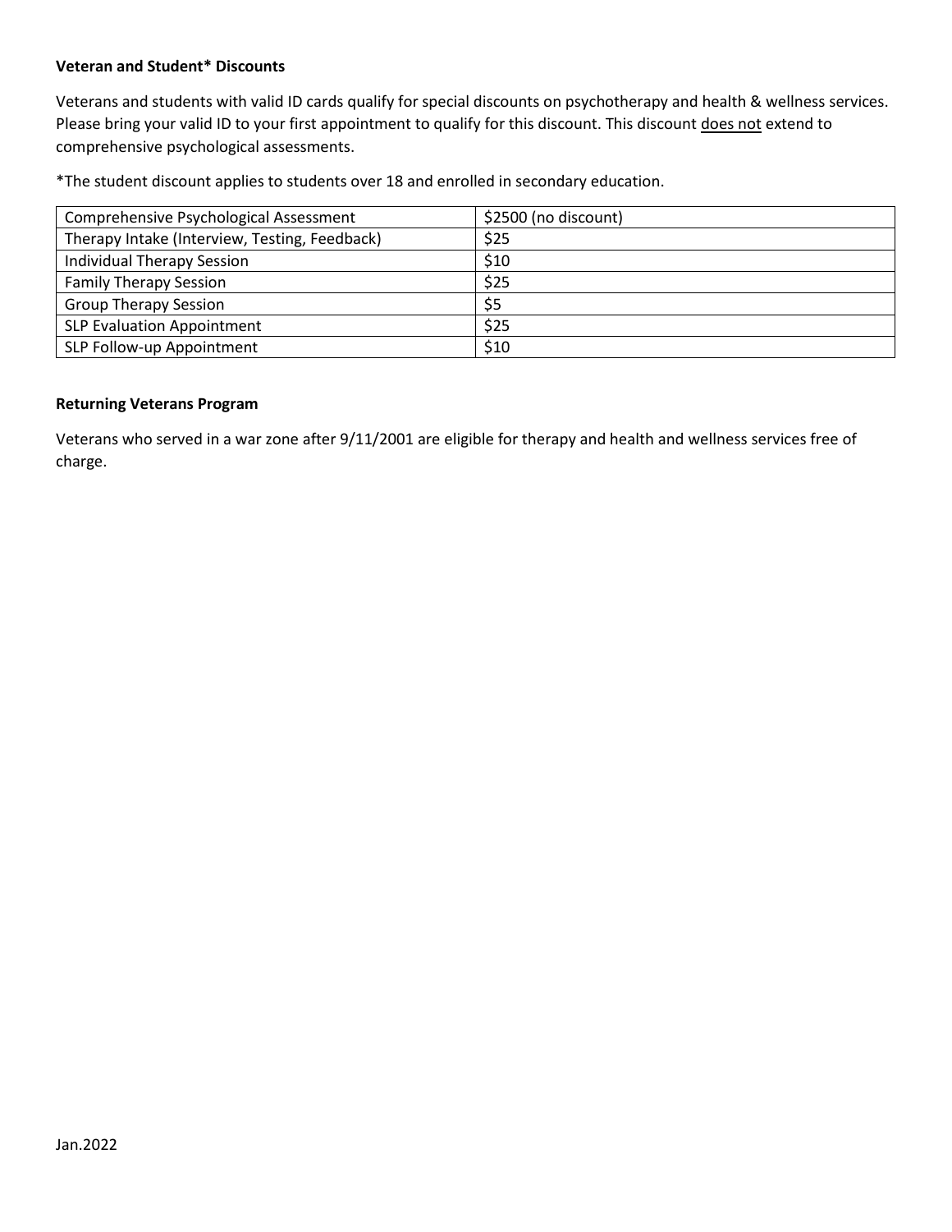**Veteran and Student* Discounts**

Veterans and students with valid ID cards qualify for special discounts on psychotherapy and health & wellness services. Please bring your valid ID to your first appointment to qualify for this discount. This discount <u>does not</u> extend to comprehensive psychological assessments.

*The student discount applies to students over 18 and enrolled in secondary education.

| | |
|---|---|
| Comprehensive Psychological Assessment | $2500 (no discount) |
| Therapy Intake (Interview, Testing, Feedback) | $25 |
| Individual Therapy Session | $10 |
| Family Therapy Session | $25 |
| Group Therapy Session | $5 |
| SLP Evaluation Appointment | $25 |
| SLP Follow-up Appointment | $10 |

**Returning Veterans Program**

Veterans who served in a war zone after 9/11/2001 are eligible for therapy and health and wellness services free of charge.

Jan.2022